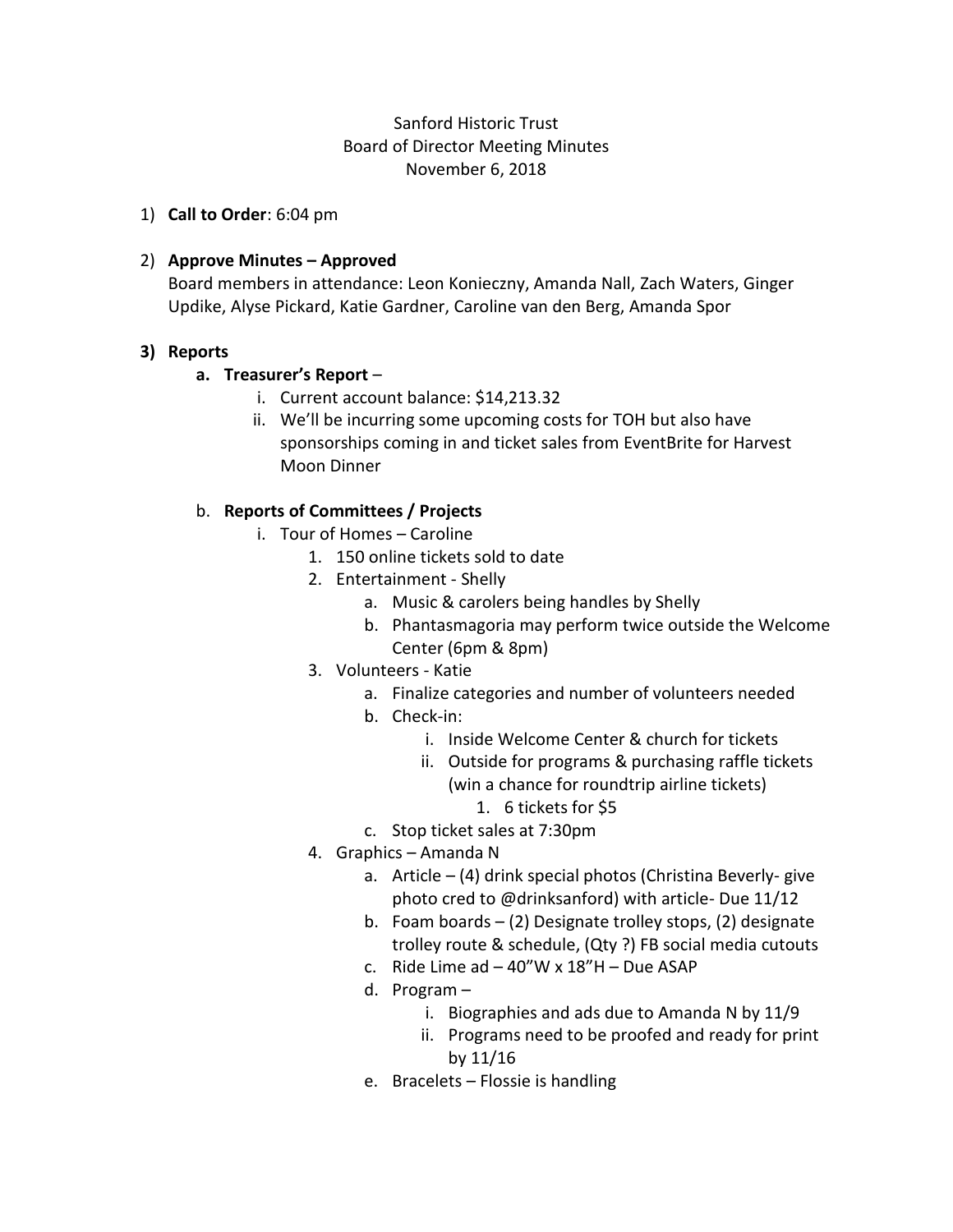Sanford Historic Trust
Board of Director Meeting Minutes
November 6, 2018

1) **Call to Order**: 6:04 pm

2) **Approve Minutes – Approved**
   Board members in attendance: Leon Konieczny, Amanda Nall, Zach Waters, Ginger Updike, Alyse Pickard, Katie Gardner, Caroline van den Berg, Amanda Spor

3) **Reports**
   a. **Treasurer's Report** –
      i. Current account balance: $14,213.32
      ii. We'll be incurring some upcoming costs for TOH but also have sponsorships coming in and ticket sales from EventBrite for Harvest Moon Dinner

   b. **Reports of Committees / Projects**
      i. Tour of Homes – Caroline
         1. 150 online tickets sold to date
         2. Entertainment - Shelly
            a. Music & carolers being handles by Shelly
            b. Phantasmagoria may perform twice outside the Welcome Center (6pm & 8pm)
         3. Volunteers - Katie
            a. Finalize categories and number of volunteers needed
            b. Check-in:
               i. Inside Welcome Center & church for tickets
               ii. Outside for programs & purchasing raffle tickets (win a chance for roundtrip airline tickets)
                  1. 6 tickets for $5
            c. Stop ticket sales at 7:30pm
         4. Graphics – Amanda N
            a. Article – (4) drink special photos (Christina Beverly- give photo cred to @drinksanford) with article- Due 11/12
            b. Foam boards – (2) Designate trolley stops, (2) designate trolley route & schedule, (Qty ?) FB social media cutouts
            c. Ride Lime ad – 40"W x 18"H – Due ASAP
            d. Program –
               i. Biographies and ads due to Amanda N by 11/9
               ii. Programs need to be proofed and ready for print by 11/16
            e. Bracelets – Flossie is handling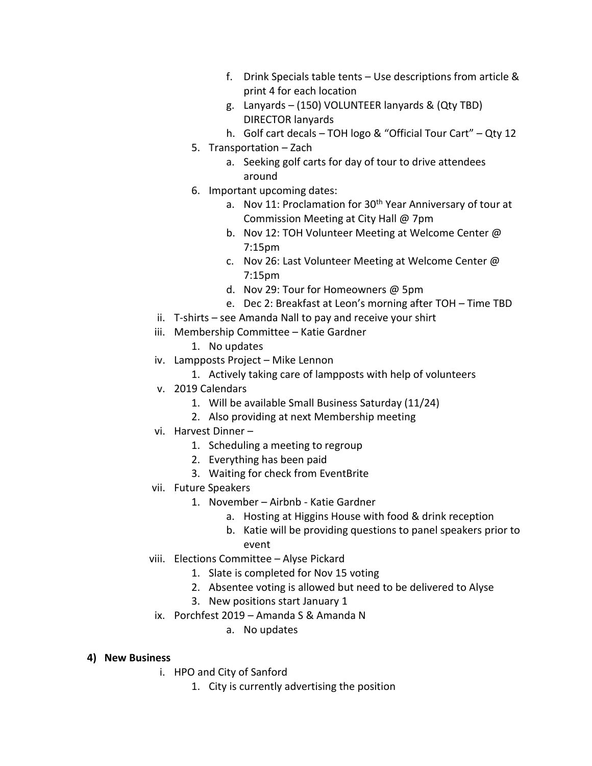- f. Drink Specials table tents – Use descriptions from article & print 4 for each location
    - g. Lanyards – (150) VOLUNTEER lanyards & (Qty TBD) DIRECTOR lanyards
    - h. Golf cart decals – TOH logo & "Official Tour Cart" – Qty 12
  5. Transportation – Zach
     - a. Seeking golf carts for day of tour to drive attendees around
  6. Important upcoming dates:
     - a. Nov 11: Proclamation for 30th Year Anniversary of tour at Commission Meeting at City Hall @ 7pm
     - b. Nov 12: TOH Volunteer Meeting at Welcome Center @ 7:15pm
     - c. Nov 26: Last Volunteer Meeting at Welcome Center @ 7:15pm
     - d. Nov 29: Tour for Homeowners @ 5pm
     - e. Dec 2: Breakfast at Leon's morning after TOH – Time TBD
- ii. T-shirts – see Amanda Nall to pay and receive your shirt
- iii. Membership Committee – Katie Gardner
  1. No updates
- iv. Lampposts Project – Mike Lennon
  1. Actively taking care of lampposts with help of volunteers
- v. 2019 Calendars
  1. Will be available Small Business Saturday (11/24)
  2. Also providing at next Membership meeting
- vi. Harvest Dinner –
  1. Scheduling a meeting to regroup
  2. Everything has been paid
  3. Waiting for check from EventBrite
- vii. Future Speakers
  1. November – Airbnb - Katie Gardner
     - a. Hosting at Higgins House with food & drink reception
     - b. Katie will be providing questions to panel speakers prior to event
- viii. Elections Committee – Alyse Pickard
  1. Slate is completed for Nov 15 voting
  2. Absentee voting is allowed but need to be delivered to Alyse
  3. New positions start January 1
- ix. Porchfest 2019 – Amanda S & Amanda N
  - a. No updates

**4) New Business**

- i. HPO and City of Sanford
  1. City is currently advertising the position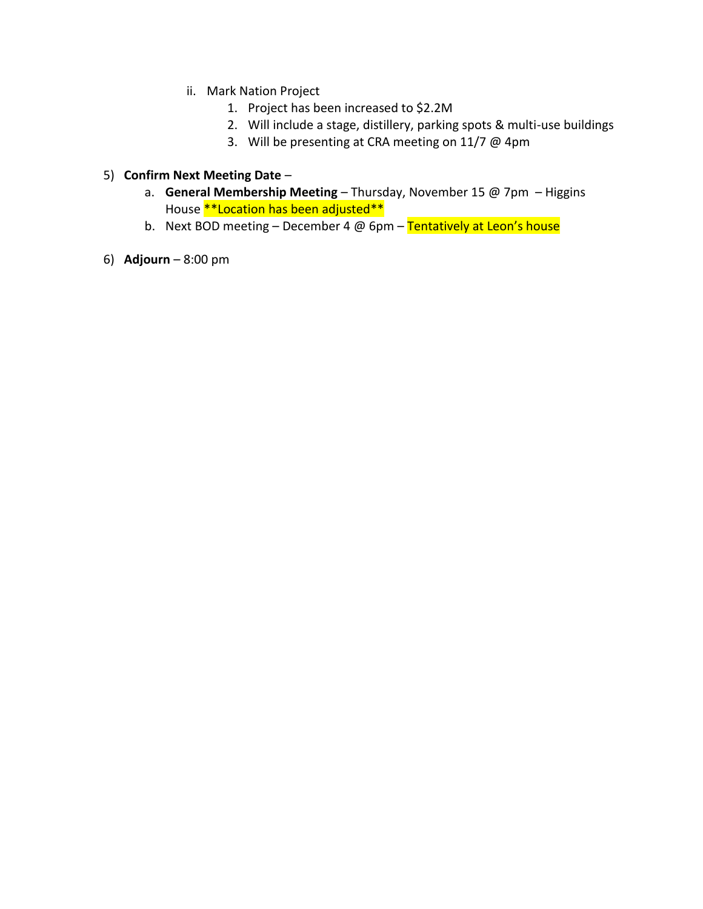ii. Mark Nation Project
      1. Project has been increased to $2.2M
      2. Will include a stage, distillery, parking spots & multi-use buildings
      3. Will be presenting at CRA meeting on 11/7 @ 4pm

5) **Confirm Next Meeting Date** –
   a. **General Membership Meeting** – Thursday, November 15 @ 7pm – Higgins House **Location has been adjusted**
   b. Next BOD meeting – December 4 @ 6pm – Tentatively at Leon's house

6) **Adjourn** – 8:00 pm